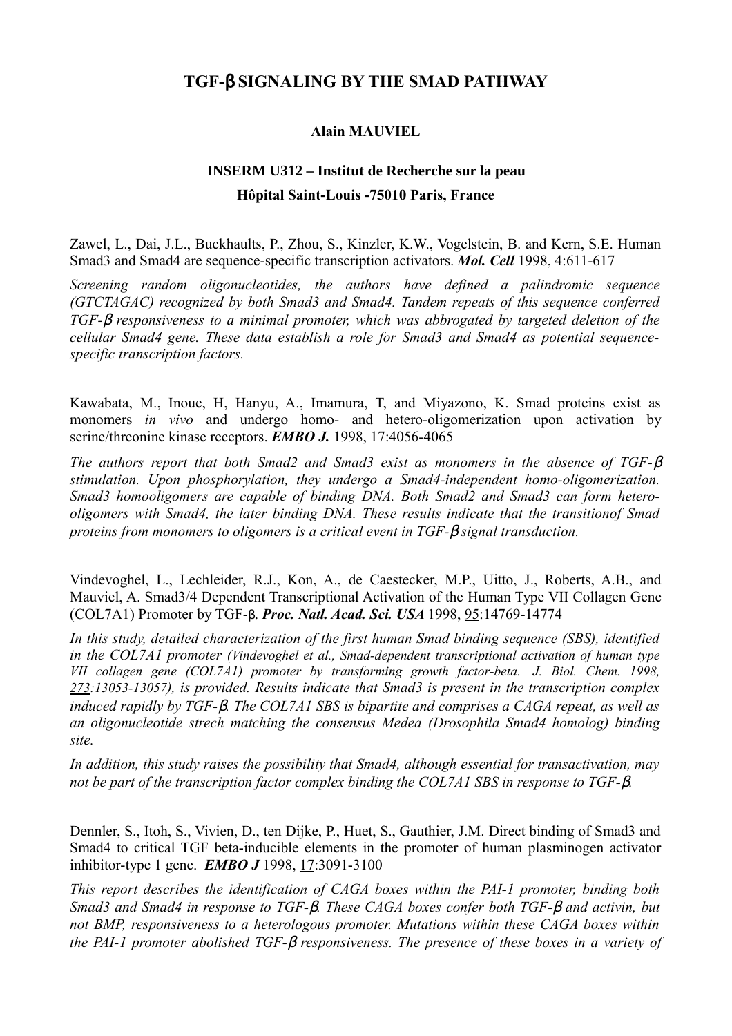# TGF-β SIGNALING BY THE SMAD PATHWAY

**Alain MAUVIEL**

**INSERM U312 – Institut de Recherche sur la peau**

**Hôpital Saint-Louis -75010 Paris, France**

Zawel, L., Dai, J.L., Buckhaults, P., Zhou, S., Kinzler, K.W., Vogelstein, B. and Kern, S.E. Human Smad3 and Smad4 are sequence-specific transcription activators. ***Mol. Cell*** 1998, 4:611-617

*Screening random oligonucleotides, the authors have defined a palindromic sequence (GTCTAGAC) recognized by both Smad3 and Smad4. Tandem repeats of this sequence conferred TGF-β responsiveness to a minimal promoter, which was abbrogated by targeted deletion of the cellular Smad4 gene. These data establish a role for Smad3 and Smad4 as potential sequence-specific transcription factors.*

Kawabata, M., Inoue, H, Hanyu, A., Imamura, T, and Miyazono, K. Smad proteins exist as monomers *in vivo* and undergo homo- and hetero-oligomerization upon activation by serine/threonine kinase receptors. ***EMBO J.*** 1998, 17:4056-4065

*The authors report that both Smad2 and Smad3 exist as monomers in the absence of TGF-β stimulation. Upon phosphorylation, they undergo a Smad4-independent homo-oligomerization. Smad3 homooligomers are capable of binding DNA. Both Smad2 and Smad3 can form hetero-oligomers with Smad4, the later binding DNA. These results indicate that the transitionof Smad proteins from monomers to oligomers is a critical event in TGF-β signal transduction.*

Vindevoghel, L., Lechleider, R.J., Kon, A., de Caestecker, M.P., Uitto, J., Roberts, A.B., and Mauviel, A. Smad3/4 Dependent Transcriptional Activation of the Human Type VII Collagen Gene (COL7A1) Promoter by TGF-β. ***Proc. Natl. Acad. Sci. USA*** 1998, 95:14769-14774

*In this study, detailed characterization of the first human Smad binding sequence (SBS), identified in the COL7A1 promoter (Vindevoghel et al., Smad-dependent transcriptional activation of human type VII collagen gene (COL7A1) promoter by transforming growth factor-beta. J. Biol. Chem. 1998, 273:13053-13057), is provided. Results indicate that Smad3 is present in the transcription complex induced rapidly by TGF-β. The COL7A1 SBS is bipartite and comprises a CAGA repeat, as well as an oligonucleotide strech matching the consensus Medea (Drosophila Smad4 homolog) binding site.*

*In addition, this study raises the possibility that Smad4, although essential for transactivation, may not be part of the transcription factor complex binding the COL7A1 SBS in response to TGF-β.*

Dennler, S., Itoh, S., Vivien, D., ten Dijke, P., Huet, S., Gauthier, J.M. Direct binding of Smad3 and Smad4 to critical TGF beta-inducible elements in the promoter of human plasminogen activator inhibitor-type 1 gene. ***EMBO J*** 1998, 17:3091-3100

*This report describes the identification of CAGA boxes within the PAI-1 promoter, binding both Smad3 and Smad4 in response to TGF-β. These CAGA boxes confer both TGF-β and activin, but not BMP, responsiveness to a heterologous promoter. Mutations within these CAGA boxes within the PAI-1 promoter abolished TGF-β responsiveness. The presence of these boxes in a variety of*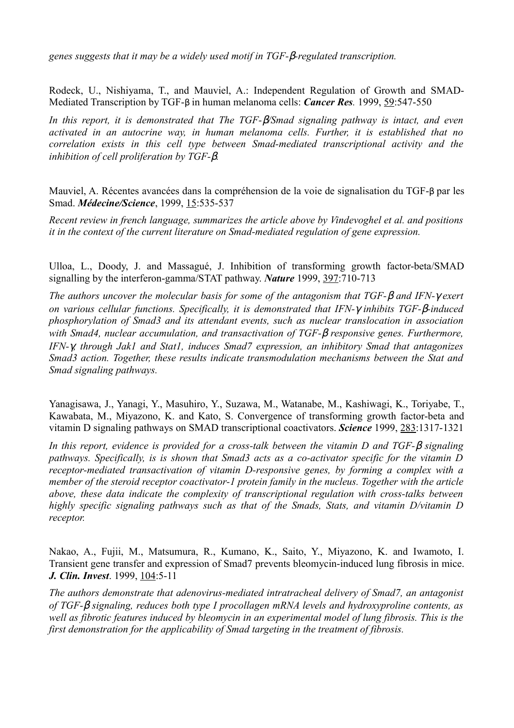*genes suggests that it may be a widely used motif in TGF-β-regulated transcription.*

Rodeck, U., Nishiyama, T., and Mauviel, A.: Independent Regulation of Growth and SMAD-Mediated Transcription by TGF-β in human melanoma cells: ***Cancer Res**.* 1999, 59:547-550

*In this report, it is demonstrated that The TGF-β/Smad signaling pathway is intact, and even activated in an autocrine way, in human melanoma cells. Further, it is established that no correlation exists in this cell type between Smad-mediated transcriptional activity and the inhibition of cell proliferation by TGF-β.*

Mauviel, A. Récentes avancées dans la compréhension de la voie de signalisation du TGF-β par les Smad. ***Médecine/Science***, 1999, 15:535-537

*Recent review in french language, summarizes the article above by Vindevoghel et al. and positions it in the context of the current literature on Smad-mediated regulation of gene expression.*

Ulloa, L., Doody, J. and Massagué, J. Inhibition of transforming growth factor-beta/SMAD signalling by the interferon-gamma/STAT pathway. ***Nature*** 1999, 397:710-713

*The authors uncover the molecular basis for some of the antagonism that TGF-β and IFN-γ exert on various cellular functions. Specifically, it is demonstrated that IFN-γ inhibits TGF-β-induced phosphorylation of Smad3 and its attendant events, such as nuclear translocation in association with Smad4, nuclear accumulation, and transactivation of TGF-β responsive genes. Furthermore, IFN-γ, through Jak1 and Stat1, induces Smad7 expression, an inhibitory Smad that antagonizes Smad3 action. Together, these results indicate transmodulation mechanisms between the Stat and Smad signaling pathways.*

Yanagisawa, J., Yanagi, Y., Masuhiro, Y., Suzawa, M., Watanabe, M., Kashiwagi, K., Toriyabe, T., Kawabata, M., Miyazono, K. and Kato, S. Convergence of transforming growth factor-beta and vitamin D signaling pathways on SMAD transcriptional coactivators. ***Science*** 1999, 283:1317-1321

*In this report, evidence is provided for a cross-talk between the vitamin D and TGF-β signaling pathways. Specifically, is is shown that Smad3 acts as a co-activator specific for the vitamin D receptor-mediated transactivation of vitamin D-responsive genes, by forming a complex with a member of the steroid receptor coactivator-1 protein family in the nucleus. Together with the article above, these data indicate the complexity of transcriptional regulation with cross-talks between highly specific signaling pathways such as that of the Smads, Stats, and vitamin D/vitamin D receptor.*

Nakao, A., Fujii, M., Matsumura, R., Kumano, K., Saito, Y., Miyazono, K. and Iwamoto, I. Transient gene transfer and expression of Smad7 prevents bleomycin-induced lung fibrosis in mice. ***J. Clin. Invest***. 1999, 104:5-11

*The authors demonstrate that adenovirus-mediated intratracheal delivery of Smad7, an antagonist of TGF-β signaling, reduces both type I procollagen mRNA levels and hydroxyproline contents, as well as fibrotic features induced by bleomycin in an experimental model of lung fibrosis. This is the first demonstration for the applicability of Smad targeting in the treatment of fibrosis.*